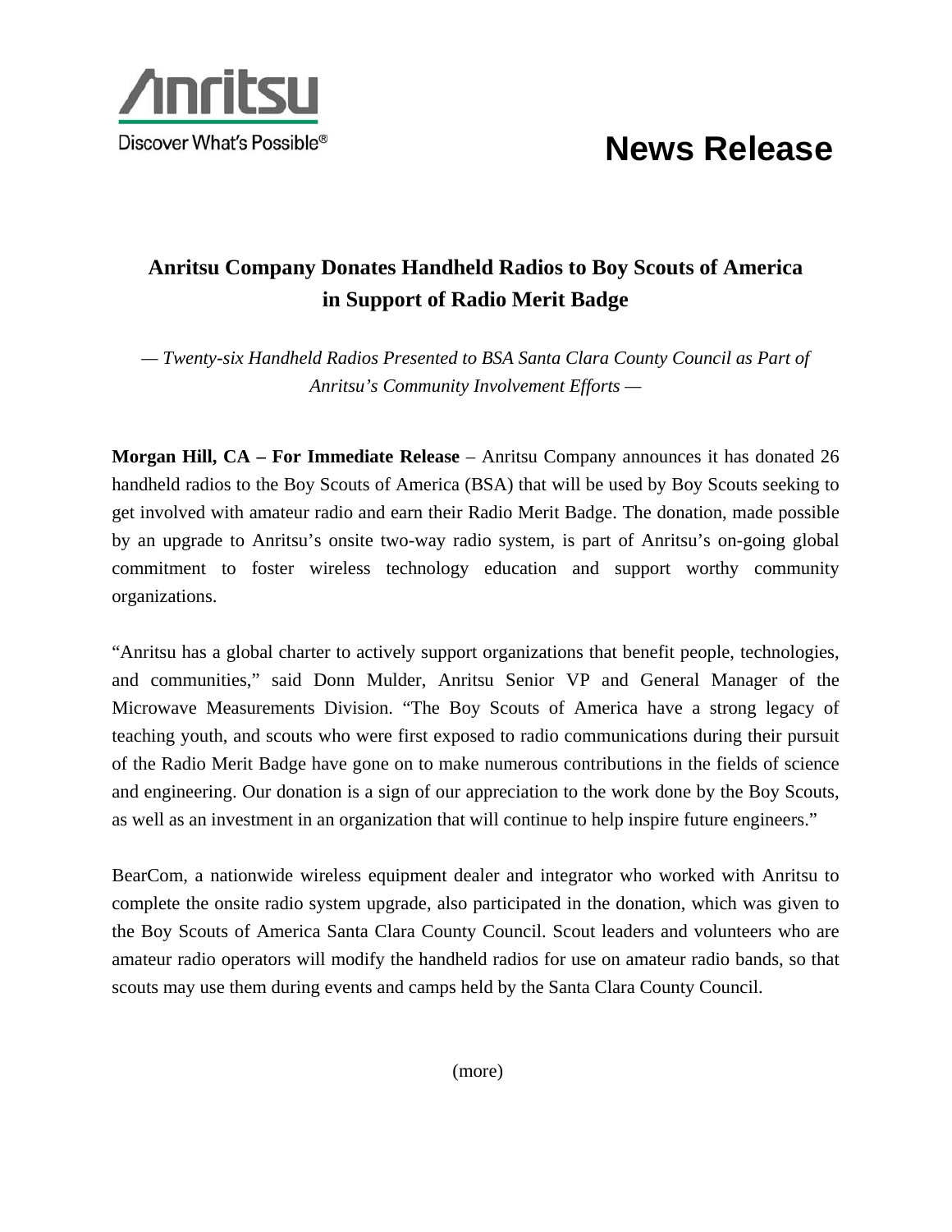Anritsu

Discover What's Possible®

# News Release

## Anritsu Company Donates Handheld Radios to Boy Scouts of America in Support of Radio Merit Badge

*— Twenty-six Handheld Radios Presented to BSA Santa Clara County Council as Part of Anritsu's Community Involvement Efforts —*

**Morgan Hill, CA – For Immediate Release** – Anritsu Company announces it has donated 26 handheld radios to the Boy Scouts of America (BSA) that will be used by Boy Scouts seeking to get involved with amateur radio and earn their Radio Merit Badge. The donation, made possible by an upgrade to Anritsu's onsite two-way radio system, is part of Anritsu's on-going global commitment to foster wireless technology education and support worthy community organizations.

"Anritsu has a global charter to actively support organizations that benefit people, technologies, and communities," said Donn Mulder, Anritsu Senior VP and General Manager of the Microwave Measurements Division. "The Boy Scouts of America have a strong legacy of teaching youth, and scouts who were first exposed to radio communications during their pursuit of the Radio Merit Badge have gone on to make numerous contributions in the fields of science and engineering. Our donation is a sign of our appreciation to the work done by the Boy Scouts, as well as an investment in an organization that will continue to help inspire future engineers."

BearCom, a nationwide wireless equipment dealer and integrator who worked with Anritsu to complete the onsite radio system upgrade, also participated in the donation, which was given to the Boy Scouts of America Santa Clara County Council. Scout leaders and volunteers who are amateur radio operators will modify the handheld radios for use on amateur radio bands, so that scouts may use them during events and camps held by the Santa Clara County Council.

(more)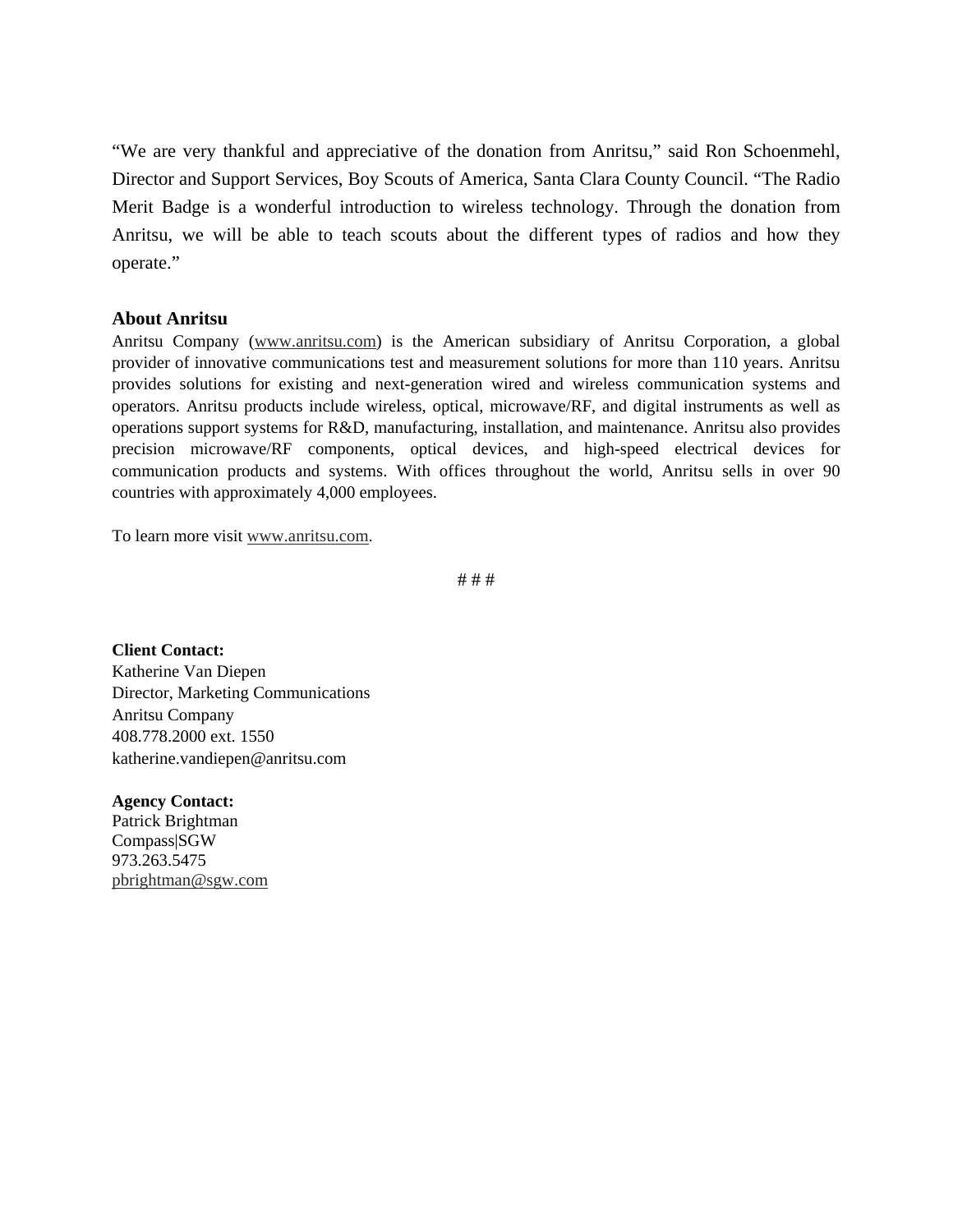"We are very thankful and appreciative of the donation from Anritsu," said Ron Schoenmehl, Director and Support Services, Boy Scouts of America, Santa Clara County Council. "The Radio Merit Badge is a wonderful introduction to wireless technology. Through the donation from Anritsu, we will be able to teach scouts about the different types of radios and how they operate."

**About Anritsu**

Anritsu Company (www.anritsu.com) is the American subsidiary of Anritsu Corporation, a global provider of innovative communications test and measurement solutions for more than 110 years. Anritsu provides solutions for existing and next-generation wired and wireless communication systems and operators. Anritsu products include wireless, optical, microwave/RF, and digital instruments as well as operations support systems for R&D, manufacturing, installation, and maintenance. Anritsu also provides precision microwave/RF components, optical devices, and high-speed electrical devices for communication products and systems. With offices throughout the world, Anritsu sells in over 90 countries with approximately 4,000 employees.

To learn more visit www.anritsu.com.

# # #

**Client Contact:**
Katherine Van Diepen
Director, Marketing Communications
Anritsu Company
408.778.2000 ext. 1550
katherine.vandiepen@anritsu.com

**Agency Contact:**
Patrick Brightman
Compass|SGW
973.263.5475
pbrightman@sgw.com